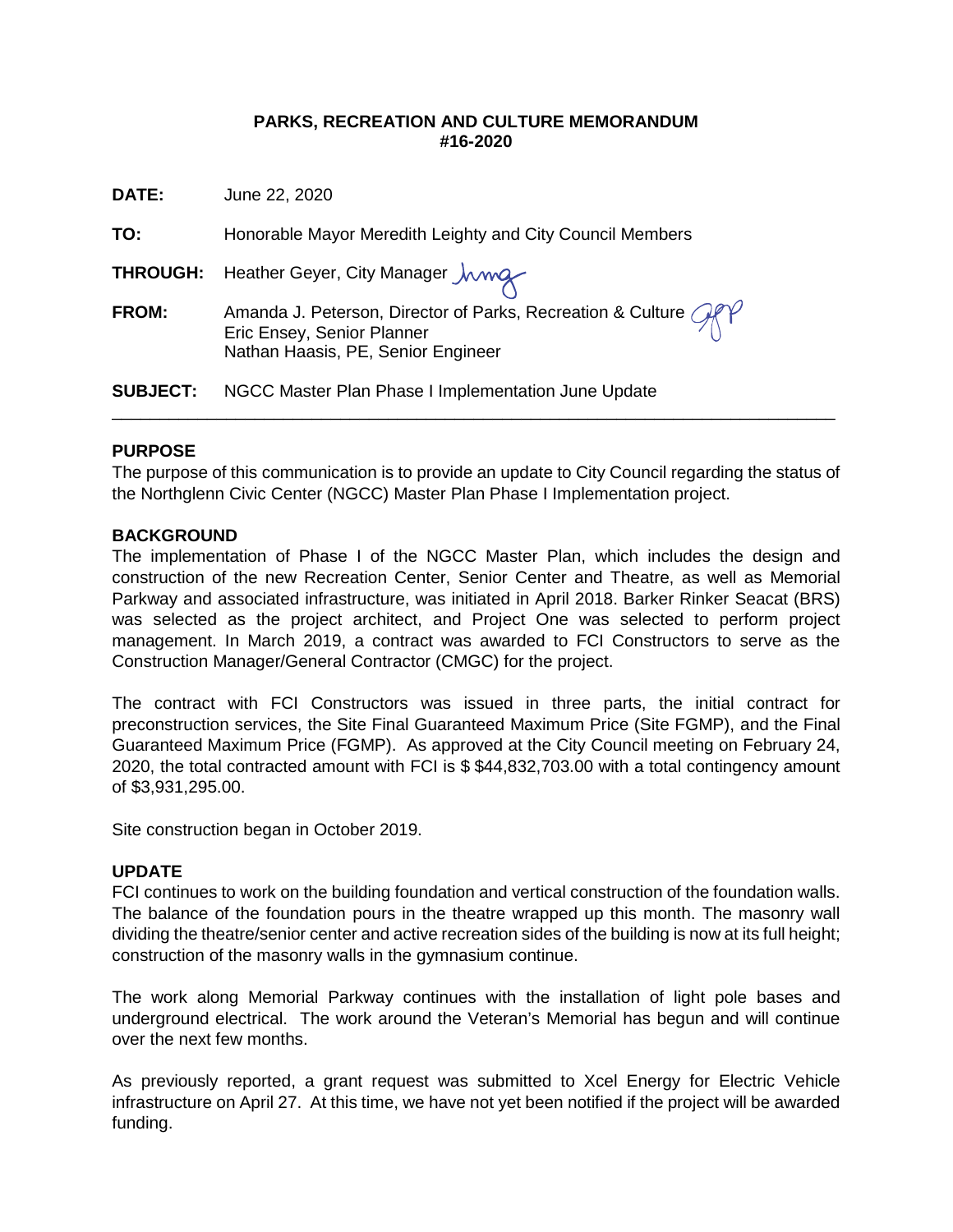**PARKS, RECREATION AND CULTURE MEMORANDUM**
**#16-2020**

**DATE:** June 22, 2020

**TO:** Honorable Mayor Meredith Leighty and City Council Members

**THROUGH:** Heather Geyer, City Manager

**FROM:** Amanda J. Peterson, Director of Parks, Recreation & Culture
Eric Ensey, Senior Planner
Nathan Haasis, PE, Senior Engineer

**SUBJECT:** NGCC Master Plan Phase I Implementation June Update

---

## PURPOSE

The purpose of this communication is to provide an update to City Council regarding the status of the Northglenn Civic Center (NGCC) Master Plan Phase I Implementation project.

## BACKGROUND

The implementation of Phase I of the NGCC Master Plan, which includes the design and construction of the new Recreation Center, Senior Center and Theatre, as well as Memorial Parkway and associated infrastructure, was initiated in April 2018. Barker Rinker Seacat (BRS) was selected as the project architect, and Project One was selected to perform project management. In March 2019, a contract was awarded to FCI Constructors to serve as the Construction Manager/General Contractor (CMGC) for the project.

The contract with FCI Constructors was issued in three parts, the initial contract for preconstruction services, the Site Final Guaranteed Maximum Price (Site FGMP), and the Final Guaranteed Maximum Price (FGMP). As approved at the City Council meeting on February 24, 2020, the total contracted amount with FCI is $ $44,832,703.00 with a total contingency amount of $3,931,295.00.

Site construction began in October 2019.

## UPDATE

FCI continues to work on the building foundation and vertical construction of the foundation walls. The balance of the foundation pours in the theatre wrapped up this month. The masonry wall dividing the theatre/senior center and active recreation sides of the building is now at its full height; construction of the masonry walls in the gymnasium continue.

The work along Memorial Parkway continues with the installation of light pole bases and underground electrical. The work around the Veteran's Memorial has begun and will continue over the next few months.

As previously reported, a grant request was submitted to Xcel Energy for Electric Vehicle infrastructure on April 27. At this time, we have not yet been notified if the project will be awarded funding.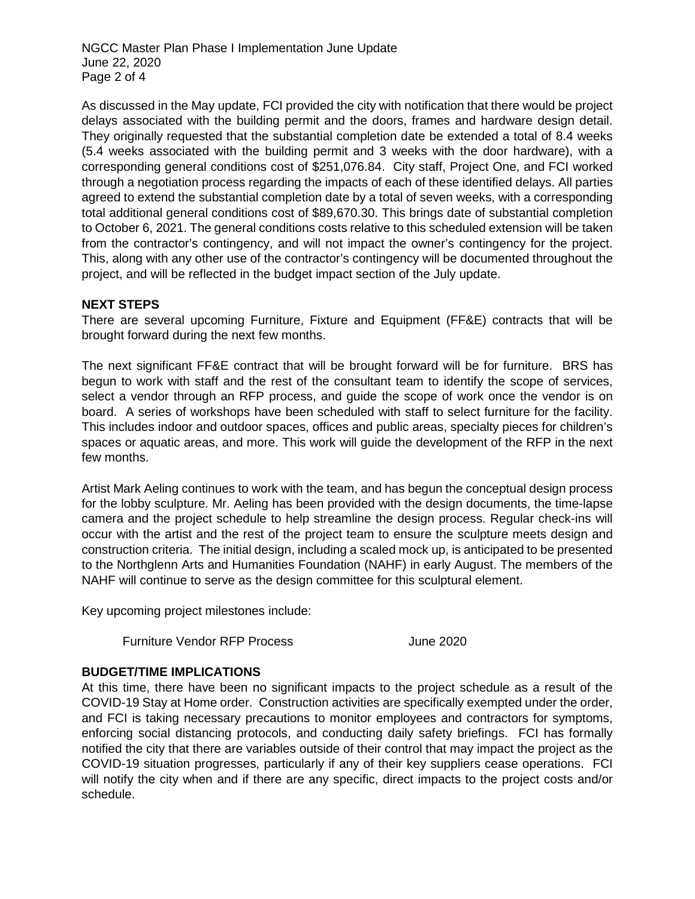As discussed in the May update, FCI provided the city with notification that there would be project delays associated with the building permit and the doors, frames and hardware design detail. They originally requested that the substantial completion date be extended a total of 8.4 weeks (5.4 weeks associated with the building permit and 3 weeks with the door hardware), with a corresponding general conditions cost of $251,076.84. City staff, Project One, and FCI worked through a negotiation process regarding the impacts of each of these identified delays. All parties agreed to extend the substantial completion date by a total of seven weeks, with a corresponding total additional general conditions cost of $89,670.30. This brings date of substantial completion to October 6, 2021. The general conditions costs relative to this scheduled extension will be taken from the contractor's contingency, and will not impact the owner's contingency for the project. This, along with any other use of the contractor's contingency will be documented throughout the project, and will be reflected in the budget impact section of the July update.

**NEXT STEPS**

There are several upcoming Furniture, Fixture and Equipment (FF&E) contracts that will be brought forward during the next few months.

The next significant FF&E contract that will be brought forward will be for furniture. BRS has begun to work with staff and the rest of the consultant team to identify the scope of services, select a vendor through an RFP process, and guide the scope of work once the vendor is on board. A series of workshops have been scheduled with staff to select furniture for the facility. This includes indoor and outdoor spaces, offices and public areas, specialty pieces for children's spaces or aquatic areas, and more. This work will guide the development of the RFP in the next few months.

Artist Mark Aeling continues to work with the team, and has begun the conceptual design process for the lobby sculpture. Mr. Aeling has been provided with the design documents, the time-lapse camera and the project schedule to help streamline the design process. Regular check-ins will occur with the artist and the rest of the project team to ensure the sculpture meets design and construction criteria. The initial design, including a scaled mock up, is anticipated to be presented to the Northglenn Arts and Humanities Foundation (NAHF) in early August. The members of the NAHF will continue to serve as the design committee for this sculptural element.

Key upcoming project milestones include:

| | |
|---|---|
| Furniture Vendor RFP Process | June 2020 |

**BUDGET/TIME IMPLICATIONS**

At this time, there have been no significant impacts to the project schedule as a result of the COVID-19 Stay at Home order. Construction activities are specifically exempted under the order, and FCI is taking necessary precautions to monitor employees and contractors for symptoms, enforcing social distancing protocols, and conducting daily safety briefings. FCI has formally notified the city that there are variables outside of their control that may impact the project as the COVID-19 situation progresses, particularly if any of their key suppliers cease operations. FCI will notify the city when and if there are any specific, direct impacts to the project costs and/or schedule.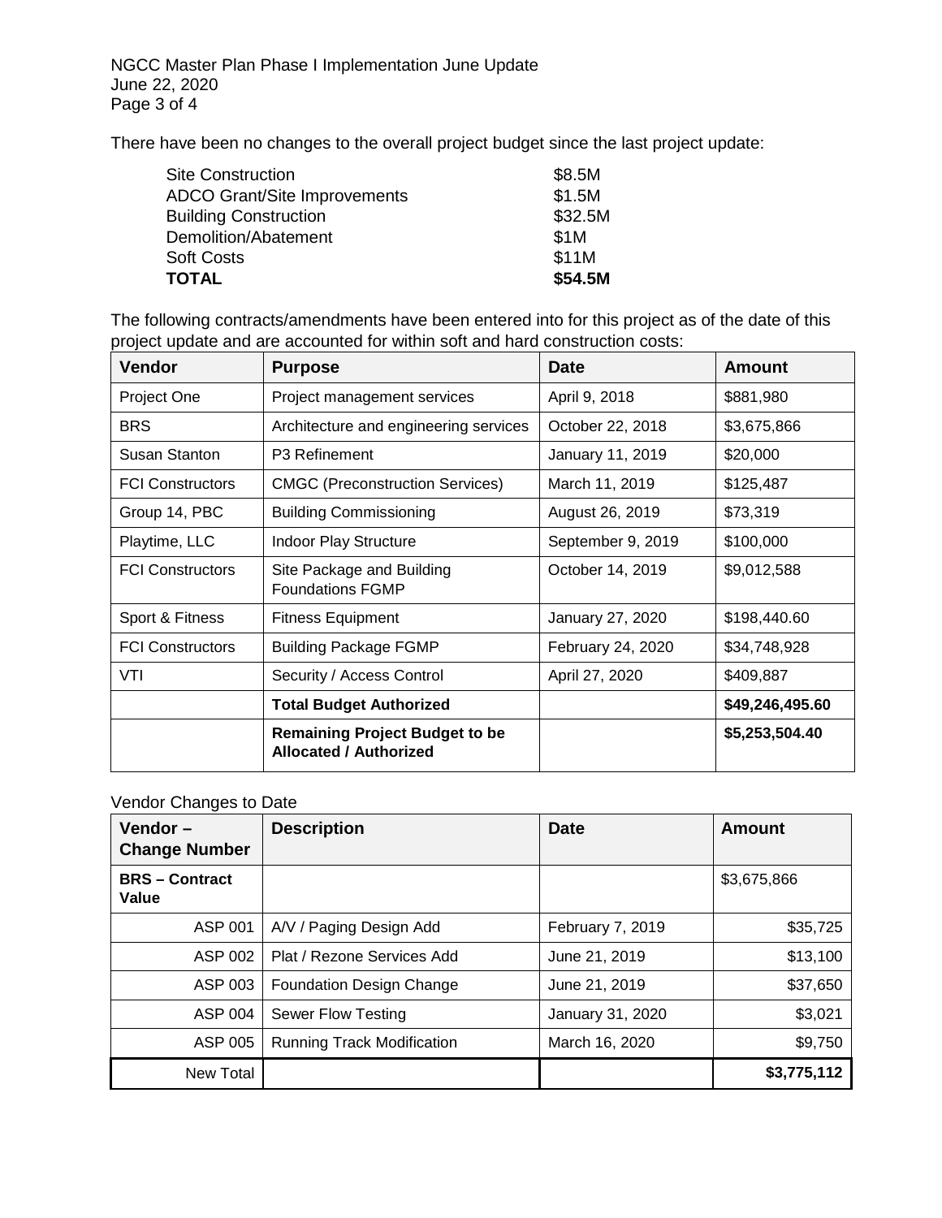There have been no changes to the overall project budget since the last project update:

| | |
|---|---|
| Site Construction | $8.5M |
| ADCO Grant/Site Improvements | $1.5M |
| Building Construction | $32.5M |
| Demolition/Abatement | $1M |
| Soft Costs | $11M |
| **TOTAL** | **$54.5M** |

The following contracts/amendments have been entered into for this project as of the date of this project update and are accounted for within soft and hard construction costs:

| Vendor | Purpose | Date | Amount |
|---|---|---|---|
| Project One | Project management services | April 9, 2018 | $881,980 |
| BRS | Architecture and engineering services | October 22, 2018 | $3,675,866 |
| Susan Stanton | P3 Refinement | January 11, 2019 | $20,000 |
| FCI Constructors | CMGC (Preconstruction Services) | March 11, 2019 | $125,487 |
| Group 14, PBC | Building Commissioning | August 26, 2019 | $73,319 |
| Playtime, LLC | Indoor Play Structure | September 9, 2019 | $100,000 |
| FCI Constructors | Site Package and Building Foundations FGMP | October 14, 2019 | $9,012,588 |
| Sport & Fitness | Fitness Equipment | January 27, 2020 | $198,440.60 |
| FCI Constructors | Building Package FGMP | February 24, 2020 | $34,748,928 |
| VTI | Security / Access Control | April 27, 2020 | $409,887 |
| | **Total Budget Authorized** | | **$49,246,495.60** |
| | **Remaining Project Budget to be Allocated / Authorized** | | **$5,253,504.40** |

Vendor Changes to Date

| Vendor – Change Number | Description | Date | Amount |
|---|---|---|---|
| **BRS – Contract Value** | | | $3,675,866 |
| ASP 001 | A/V / Paging Design Add | February 7, 2019 | $35,725 |
| ASP 002 | Plat / Rezone Services Add | June 21, 2019 | $13,100 |
| ASP 003 | Foundation Design Change | June 21, 2019 | $37,650 |
| ASP 004 | Sewer Flow Testing | January 31, 2020 | $3,021 |
| ASP 005 | Running Track Modification | March 16, 2020 | $9,750 |
| New Total | | | **$3,775,112** |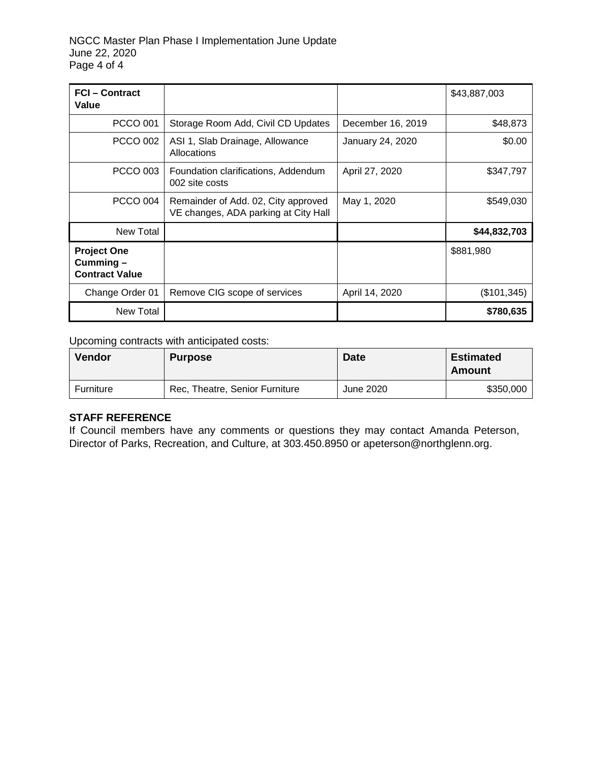| | | | |
|---|---|---|---|
| **FCI – Contract Value** | | | $43,887,003 |
| PCCO 001 | Storage Room Add, Civil CD Updates | December 16, 2019 | $48,873 |
| PCCO 002 | ASI 1, Slab Drainage, Allowance Allocations | January 24, 2020 | $0.00 |
| PCCO 003 | Foundation clarifications, Addendum 002 site costs | April 27, 2020 | $347,797 |
| PCCO 004 | Remainder of Add. 02, City approved VE changes, ADA parking at City Hall | May 1, 2020 | $549,030 |
| New Total | | | **$44,832,703** |
| **Project One Cumming – Contract Value** | | | $881,980 |
| Change Order 01 | Remove CIG scope of services | April 14, 2020 | ($101,345) |
| New Total | | | **$780,635** |

Upcoming contracts with anticipated costs:

| Vendor | Purpose | Date | Estimated Amount |
|---|---|---|---|
| Furniture | Rec, Theatre, Senior Furniture | June 2020 | $350,000 |

**STAFF REFERENCE**

If Council members have any comments or questions they may contact Amanda Peterson, Director of Parks, Recreation, and Culture, at 303.450.8950 or apeterson@northglenn.org.